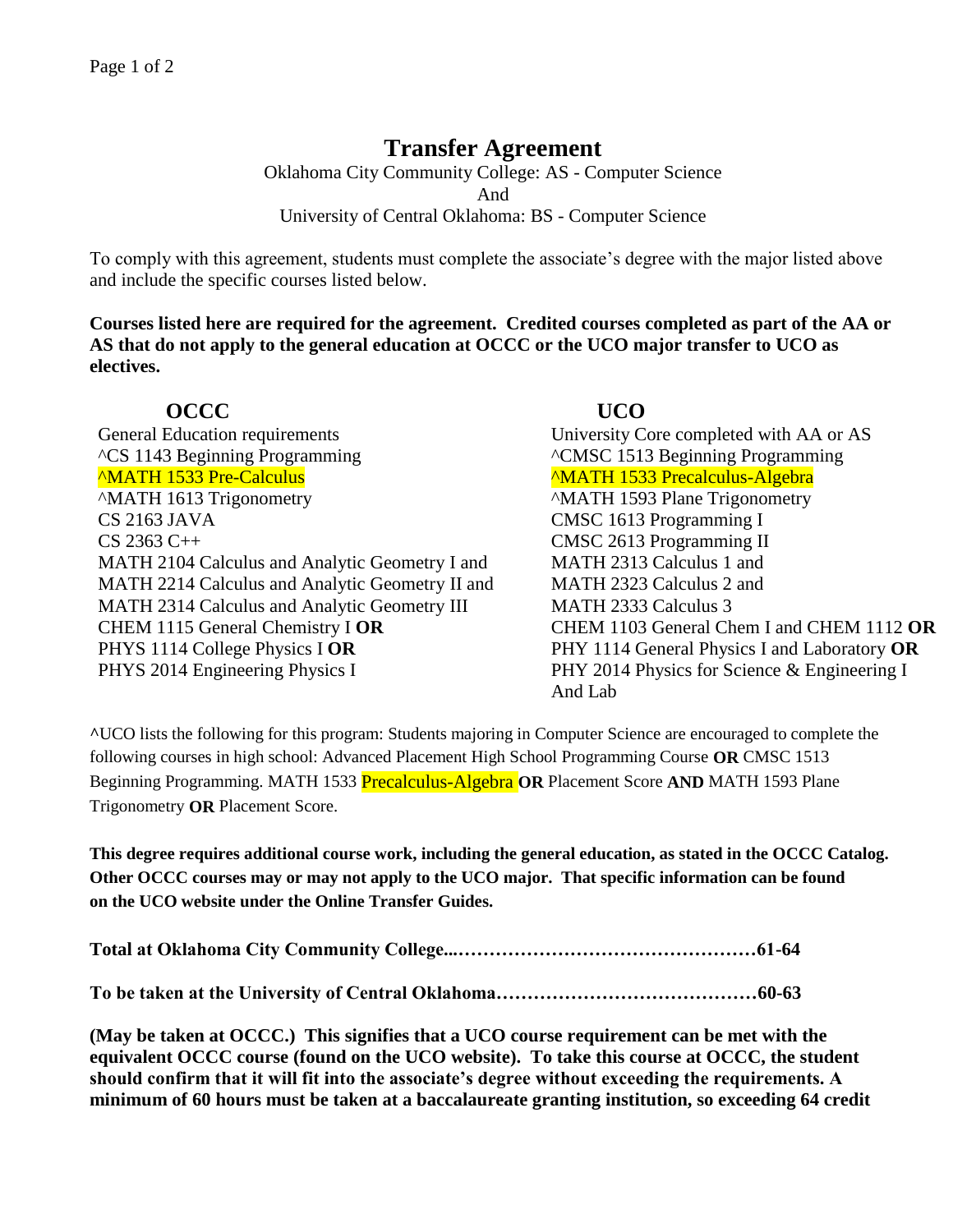# Transfer Agreement

Oklahoma City Community College: AS - Computer Science
And
University of Central Oklahoma: BS - Computer Science

To comply with this agreement, students must complete the associate's degree with the major listed above and include the specific courses listed below.

**Courses listed here are required for the agreement. Credited courses completed as part of the AA or AS that do not apply to the general education at OCCC or the UCO major transfer to UCO as electives.**

| OCCC | UCO |
|---|---|
| General Education requirements | University Core completed with AA or AS |
| ^CS 1143 Beginning Programming | ^CMSC 1513 Beginning Programming |
| ^MATH 1533 Pre-Calculus | ^MATH 1533 Precalculus-Algebra |
| ^MATH 1613 Trigonometry | ^MATH 1593 Plane Trigonometry |
| CS 2163 JAVA | CMSC 1613 Programming I |
| CS 2363 C++ | CMSC 2613 Programming II |
| MATH 2104 Calculus and Analytic Geometry I and | MATH 2313 Calculus 1 and |
| MATH 2214 Calculus and Analytic Geometry II and | MATH 2323 Calculus 2 and |
| MATH 2314 Calculus and Analytic Geometry III | MATH 2333 Calculus 3 |
| CHEM 1115 General Chemistry I **OR** | CHEM 1103 General Chem I and CHEM 1112 **OR** |
| PHYS 1114 College Physics I **OR** | PHY 1114 General Physics I and Laboratory **OR** |
| PHYS 2014 Engineering Physics I | PHY 2014 Physics for Science & Engineering I And Lab |

**^**UCO lists the following for this program: Students majoring in Computer Science are encouraged to complete the following courses in high school: Advanced Placement High School Programming Course **OR** CMSC 1513 Beginning Programming. MATH 1533 Precalculus-Algebra **OR** Placement Score **AND** MATH 1593 Plane Trigonometry **OR** Placement Score.

**This degree requires additional course work, including the general education, as stated in the OCCC Catalog. Other OCCC courses may or may not apply to the UCO major. That specific information can be found on the UCO website under the Online Transfer Guides.**

**Total at Oklahoma City Community College...…………………………………………61-64**

**To be taken at the University of Central Oklahoma……………………………………60-63**

**(May be taken at OCCC.) This signifies that a UCO course requirement can be met with the equivalent OCCC course (found on the UCO website). To take this course at OCCC, the student should confirm that it will fit into the associate's degree without exceeding the requirements. A minimum of 60 hours must be taken at a baccalaureate granting institution, so exceeding 64 credit**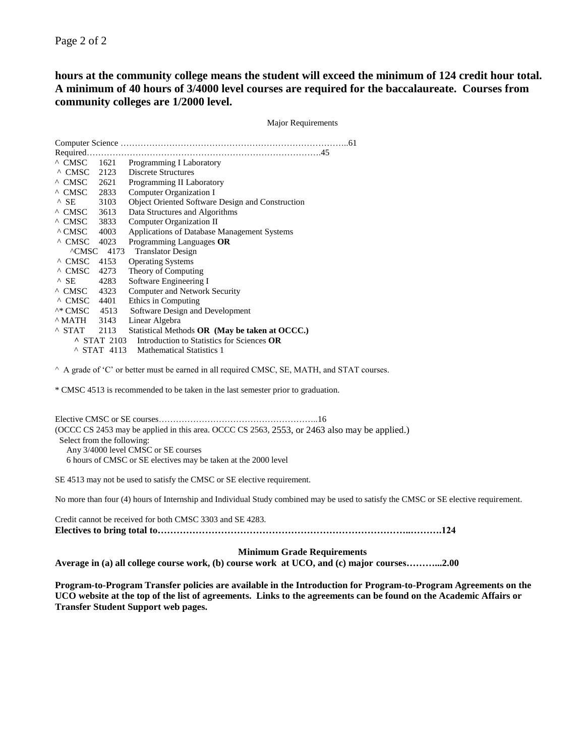**hours at the community college means the student will exceed the minimum of 124 credit hour total. A minimum of 40 hours of 3/4000 level courses are required for the baccalaureate. Courses from community colleges are 1/2000 level.**

Major Requirements

Computer Science ……………………………………………………………………..61
Required……………………………………………………………………………45

| | | |
|---|---|---|
| ^ CMSC | 1621 | Programming I Laboratory |
| ^ CMSC | 2123 | Discrete Structures |
| ^ CMSC | 2621 | Programming II Laboratory |
| ^ CMSC | 2833 | Computer Organization I |
| ^ SE | 3103 | Object Oriented Software Design and Construction |
| ^ CMSC | 3613 | Data Structures and Algorithms |
| ^ CMSC | 3833 | Computer Organization II |
| ^ CMSC | 4003 | Applications of Database Management Systems |
| ^ CMSC | 4023 | Programming Languages **OR** |
| ^CMSC | 4173 | Translator Design |
| ^ CMSC | 4153 | Operating Systems |
| ^ CMSC | 4273 | Theory of Computing |
| ^ SE | 4283 | Software Engineering I |
| ^ CMSC | 4323 | Computer and Network Security |
| ^ CMSC | 4401 | Ethics in Computing |
| ^* CMSC | 4513 | Software Design and Development |
| ^ MATH | 3143 | Linear Algebra |
| ^ STAT | 2113 | Statistical Methods **OR (May be taken at OCCC.)** |
| ^ STAT | 2103 | Introduction to Statistics for Sciences **OR** |
| ^ STAT | 4113 | Mathematical Statistics 1 |

^ A grade of 'C' or better must be earned in all required CMSC, SE, MATH, and STAT courses.

* CMSC 4513 is recommended to be taken in the last semester prior to graduation.

Elective CMSC or SE courses………………………………………………..16
(OCCC CS 2453 may be applied in this area. OCCC CS 2563, 2553, or 2463 also may be applied.)
Select from the following:
Any 3/4000 level CMSC or SE courses
6 hours of CMSC or SE electives may be taken at the 2000 level

SE 4513 may not be used to satisfy the CMSC or SE elective requirement.

No more than four (4) hours of Internship and Individual Study combined may be used to satisfy the CMSC or SE elective requirement.

Credit cannot be received for both CMSC 3303 and SE 4283.
**Electives to bring total to……………………………………………………………………..……….124**

**Minimum Grade Requirements**

**Average in (a) all college course work, (b) course work at UCO, and (c) major courses………...2.00**

**Program-to-Program Transfer policies are available in the Introduction for Program-to-Program Agreements on the UCO website at the top of the list of agreements. Links to the agreements can be found on the Academic Affairs or Transfer Student Support web pages.**